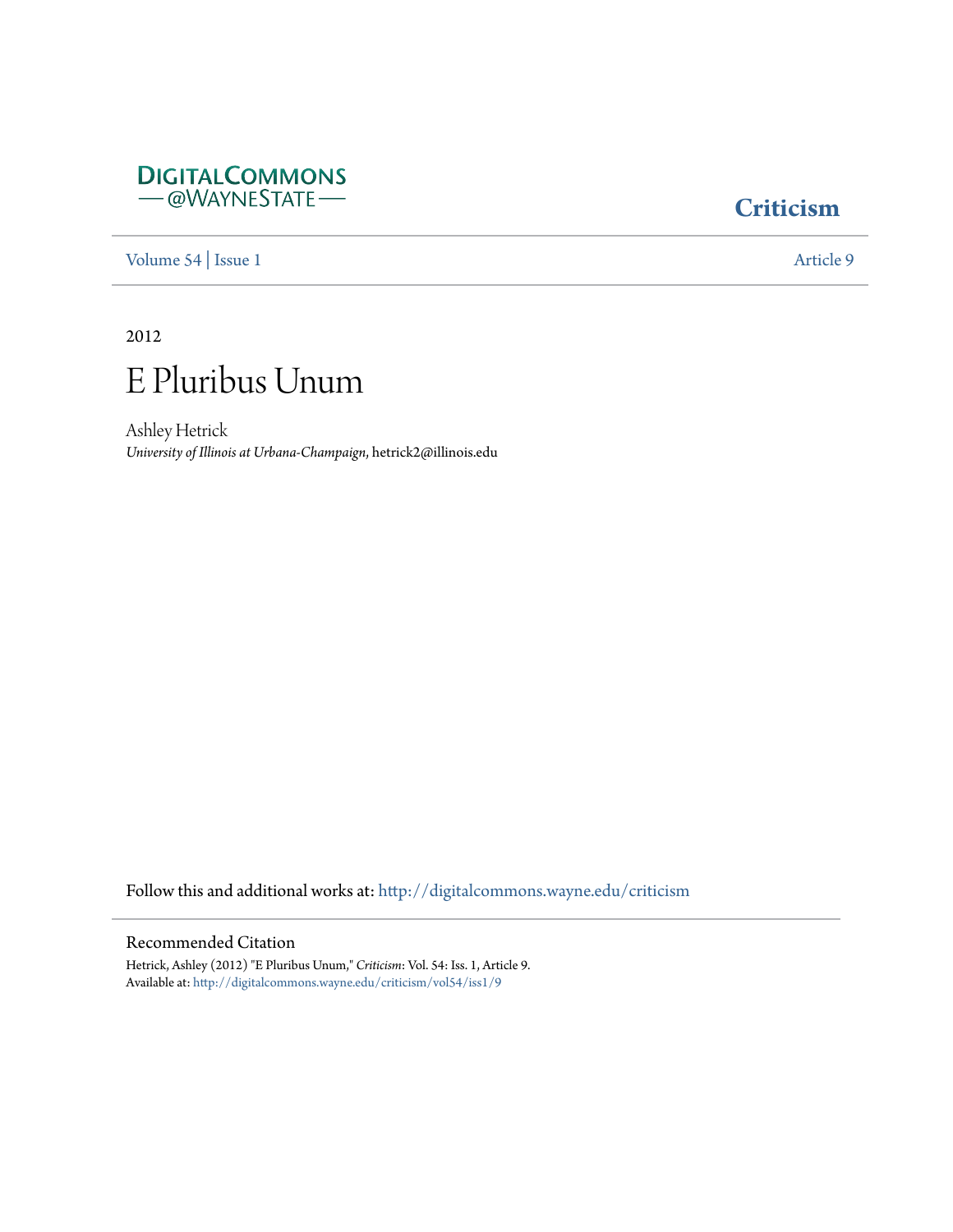DIGITALCOMMONS
— @WAYNESTATE —

**Criticism**

Volume 54 | Issue 1 Article 9

2012

# E Pluribus Unum

Ashley Hetrick
*University of Illinois at Urbana-Champaign*, hetrick2@illinois.edu

Follow this and additional works at: http://digitalcommons.wayne.edu/criticism

## Recommended Citation

Hetrick, Ashley (2012) "E Pluribus Unum," *Criticism*: Vol. 54: Iss. 1, Article 9.
Available at: http://digitalcommons.wayne.edu/criticism/vol54/iss1/9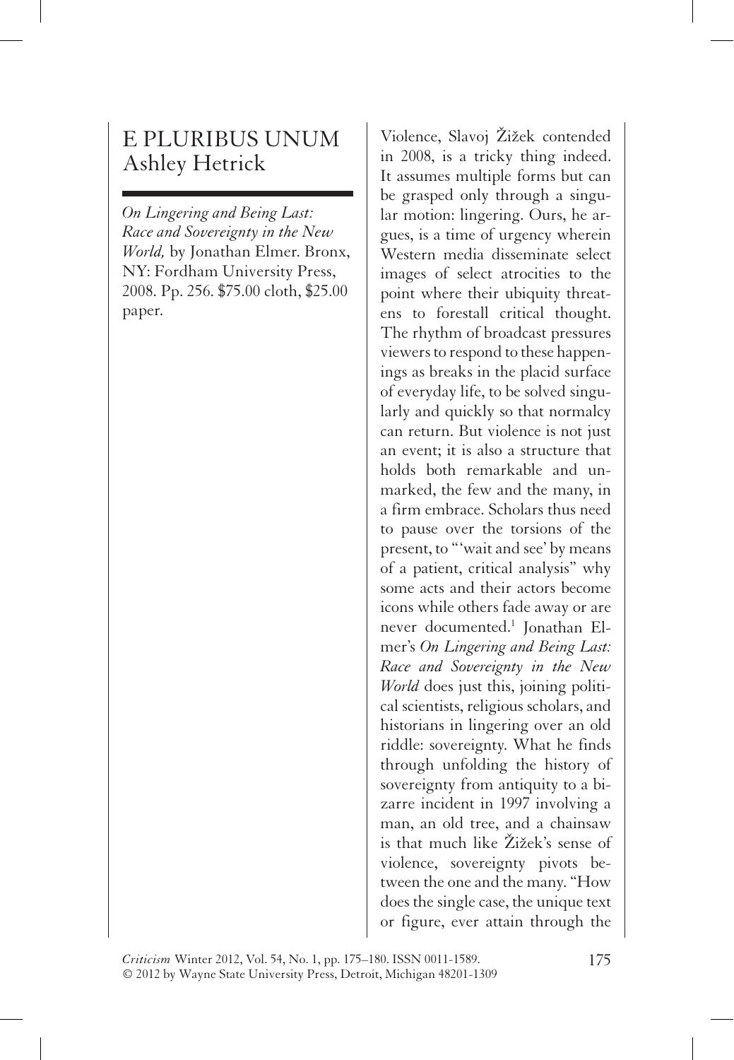# E PLURIBUS UNUM

Ashley Hetrick

*On Lingering and Being Last: Race and Sovereignty in the New World,* by Jonathan Elmer. Bronx, NY: Fordham University Press, 2008. Pp. 256. $75.00 cloth, $25.00 paper.

Violence, Slavoj Žižek contended in 2008, is a tricky thing indeed. It assumes multiple forms but can be grasped only through a singular motion: lingering. Ours, he argues, is a time of urgency wherein Western media disseminate select images of select atrocities to the point where their ubiquity threatens to forestall critical thought. The rhythm of broadcast pressures viewers to respond to these happenings as breaks in the placid surface of everyday life, to be solved singularly and quickly so that normalcy can return. But violence is not just an event; it is also a structure that holds both remarkable and unmarked, the few and the many, in a firm embrace. Scholars thus need to pause over the torsions of the present, to "'wait and see' by means of a patient, critical analysis" why some acts and their actors become icons while others fade away or are never documented.[1] Jonathan Elmer's *On Lingering and Being Last: Race and Sovereignty in the New World* does just this, joining political scientists, religious scholars, and historians in lingering over an old riddle: sovereignty. What he finds through unfolding the history of sovereignty from antiquity to a bizarre incident in 1997 involving a man, an old tree, and a chainsaw is that much like Žižek's sense of violence, sovereignty pivots between the one and the many. "How does the single case, the unique text or figure, ever attain through the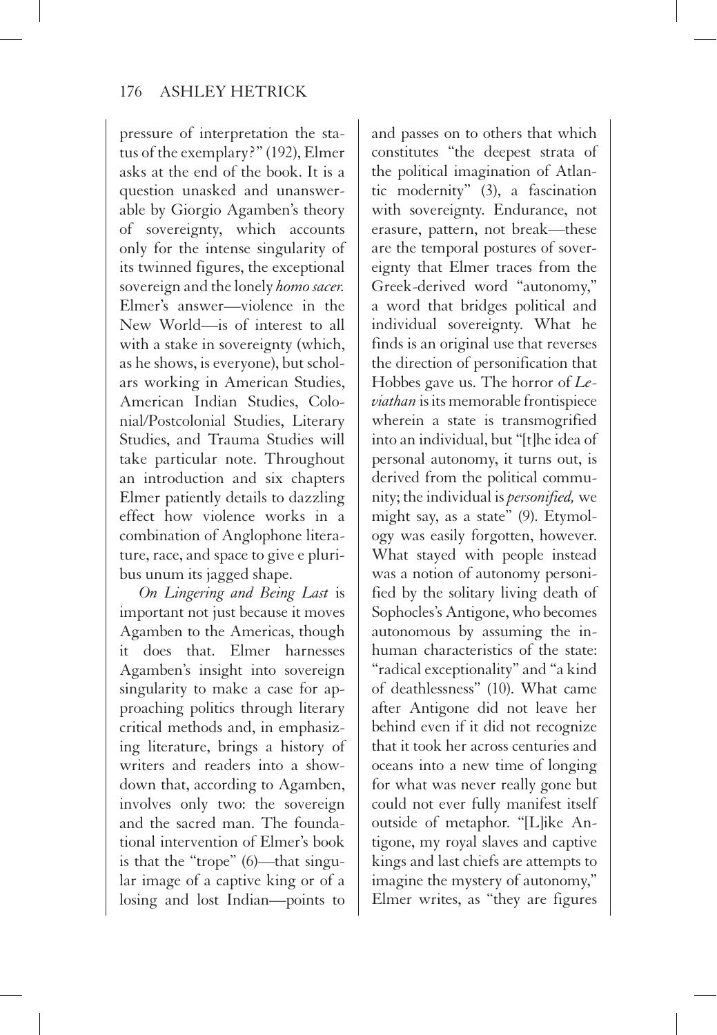pressure of interpretation the status of the exemplary?" (192), Elmer asks at the end of the book. It is a question unasked and unanswerable by Giorgio Agamben's theory of sovereignty, which accounts only for the intense singularity of its twinned figures, the exceptional sovereign and the lonely *homo sacer.* Elmer's answer—violence in the New World—is of interest to all with a stake in sovereignty (which, as he shows, is everyone), but scholars working in American Studies, American Indian Studies, Colonial/Postcolonial Studies, Literary Studies, and Trauma Studies will take particular note. Throughout an introduction and six chapters Elmer patiently details to dazzling effect how violence works in a combination of Anglophone literature, race, and space to give e pluribus unum its jagged shape.

*On Lingering and Being Last* is important not just because it moves Agamben to the Americas, though it does that. Elmer harnesses Agamben's insight into sovereign singularity to make a case for approaching politics through literary critical methods and, in emphasizing literature, brings a history of writers and readers into a showdown that, according to Agamben, involves only two: the sovereign and the sacred man. The foundational intervention of Elmer's book is that the "trope" (6)—that singular image of a captive king or of a losing and lost Indian—points to and passes on to others that which constitutes "the deepest strata of the political imagination of Atlantic modernity" (3), a fascination with sovereignty. Endurance, not erasure, pattern, not break—these are the temporal postures of sovereignty that Elmer traces from the Greek-derived word "autonomy," a word that bridges political and individual sovereignty. What he finds is an original use that reverses the direction of personification that Hobbes gave us. The horror of *Leviathan* is its memorable frontispiece wherein a state is transmogrified into an individual, but "[t]he idea of personal autonomy, it turns out, is derived from the political community; the individual is *personified,* we might say, as a state" (9). Etymology was easily forgotten, however. What stayed with people instead was a notion of autonomy personified by the solitary living death of Sophocles's Antigone, who becomes autonomous by assuming the inhuman characteristics of the state: "radical exceptionality" and "a kind of deathlessness" (10). What came after Antigone did not leave her behind even if it did not recognize that it took her across centuries and oceans into a new time of longing for what was never really gone but could not ever fully manifest itself outside of metaphor. "[L]ike Antigone, my royal slaves and captive kings and last chiefs are attempts to imagine the mystery of autonomy," Elmer writes, as "they are figures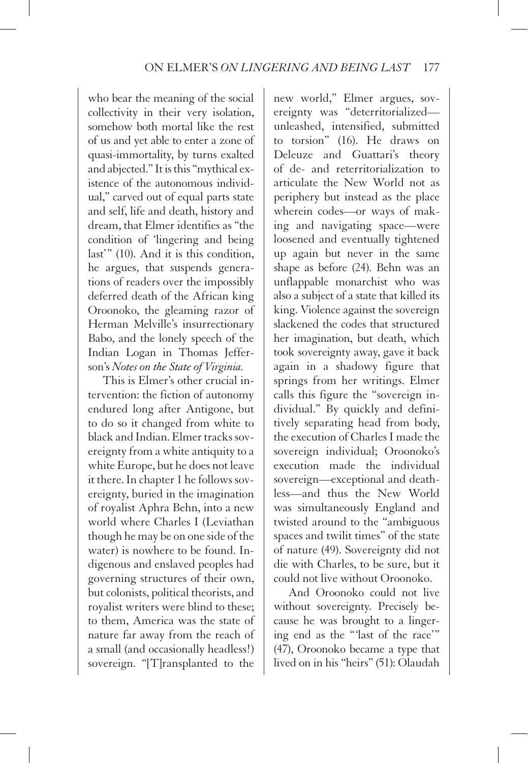who bear the meaning of the social collectivity in their very isolation, somehow both mortal like the rest of us and yet able to enter a zone of quasi-immortality, by turns exalted and abjected." It is this "mythical existence of the autonomous individual," carved out of equal parts state and self, life and death, history and dream, that Elmer identifies as "the condition of 'lingering and being last'" (10). And it is this condition, he argues, that suspends generations of readers over the impossibly deferred death of the African king Oroonoko, the gleaming razor of Herman Melville's insurrectionary Babo, and the lonely speech of the Indian Logan in Thomas Jefferson's *Notes on the State of Virginia*.

This is Elmer's other crucial intervention: the fiction of autonomy endured long after Antigone, but to do so it changed from white to black and Indian. Elmer tracks sovereignty from a white antiquity to a white Europe, but he does not leave it there. In chapter 1 he follows sovereignty, buried in the imagination of royalist Aphra Behn, into a new world where Charles I (Leviathan though he may be on one side of the water) is nowhere to be found. Indigenous and enslaved peoples had governing structures of their own, but colonists, political theorists, and royalist writers were blind to these; to them, America was the state of nature far away from the reach of a small (and occasionally headless!) sovereign. "[T]ransplanted to the new world," Elmer argues, sovereignty was "deterritorialized—unleashed, intensified, submitted to torsion" (16). He draws on Deleuze and Guattari's theory of de- and reterritorialization to articulate the New World not as periphery but instead as the place wherein codes—or ways of making and navigating space—were loosened and eventually tightened up again but never in the same shape as before (24). Behn was an unflappable monarchist who was also a subject of a state that killed its king. Violence against the sovereign slackened the codes that structured her imagination, but death, which took sovereignty away, gave it back again in a shadowy figure that springs from her writings. Elmer calls this figure the "sovereign individual." By quickly and definitively separating head from body, the execution of Charles I made the sovereign individual; Oroonoko's execution made the individual sovereign—exceptional and deathless—and thus the New World was simultaneously England and twisted around to the "ambiguous spaces and twilit times" of the state of nature (49). Sovereignty did not die with Charles, to be sure, but it could not live without Oroonoko.

And Oroonoko could not live without sovereignty. Precisely because he was brought to a lingering end as the "'last of the race'" (47), Oroonoko became a type that lived on in his "heirs" (51): Olaudah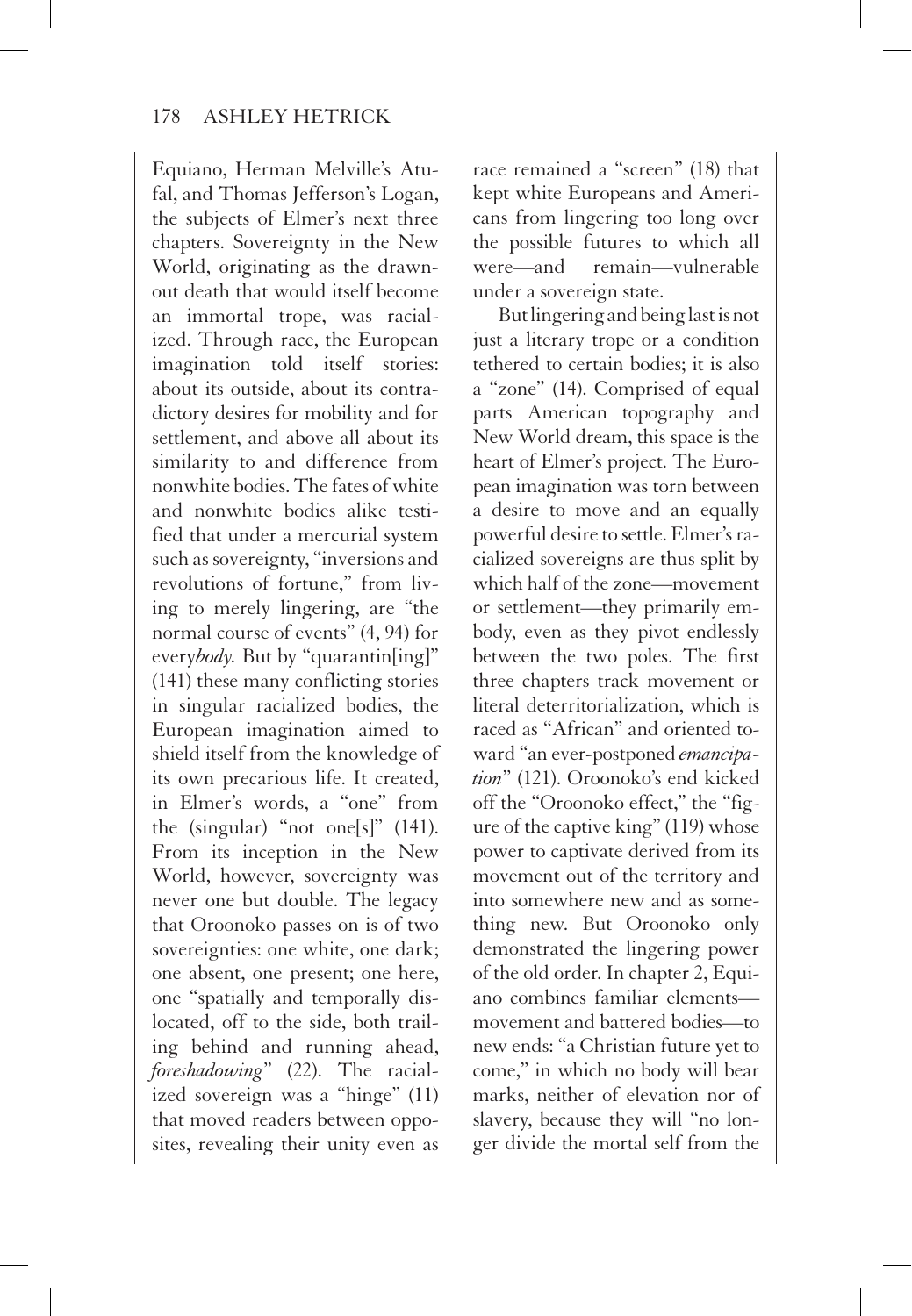Equiano, Herman Melville's Atufal, and Thomas Jefferson's Logan, the subjects of Elmer's next three chapters. Sovereignty in the New World, originating as the drawn-out death that would itself become an immortal trope, was racialized. Through race, the European imagination told itself stories: about its outside, about its contradictory desires for mobility and for settlement, and above all about its similarity to and difference from nonwhite bodies. The fates of white and nonwhite bodies alike testified that under a mercurial system such as sovereignty, "inversions and revolutions of fortune," from living to merely lingering, are "the normal course of events" (4, 94) for every*body*. But by "quarantin[ing]" (141) these many conflicting stories in singular racialized bodies, the European imagination aimed to shield itself from the knowledge of its own precarious life. It created, in Elmer's words, a "one" from the (singular) "not one[s]" (141). From its inception in the New World, however, sovereignty was never one but double. The legacy that Oroonoko passes on is of two sovereignties: one white, one dark; one absent, one present; one here, one "spatially and temporally dislocated, off to the side, both trailing behind and running ahead, *foreshadowing*" (22). The racialized sovereign was a "hinge" (11) that moved readers between opposites, revealing their unity even as race remained a "screen" (18) that kept white Europeans and Americans from lingering too long over the possible futures to which all were—and remain—vulnerable under a sovereign state.

But lingering and being last is not just a literary trope or a condition tethered to certain bodies; it is also a "zone" (14). Comprised of equal parts American topography and New World dream, this space is the heart of Elmer's project. The European imagination was torn between a desire to move and an equally powerful desire to settle. Elmer's racialized sovereigns are thus split by which half of the zone—movement or settlement—they primarily embody, even as they pivot endlessly between the two poles. The first three chapters track movement or literal deterritorialization, which is raced as "African" and oriented toward "an ever-postponed *emancipation*" (121). Oroonoko's end kicked off the "Oroonoko effect," the "figure of the captive king" (119) whose power to captivate derived from its movement out of the territory and into somewhere new and as something new. But Oroonoko only demonstrated the lingering power of the old order. In chapter 2, Equiano combines familiar elements—movement and battered bodies—to new ends: "a Christian future yet to come," in which no body will bear marks, neither of elevation nor of slavery, because they will "no longer divide the mortal self from the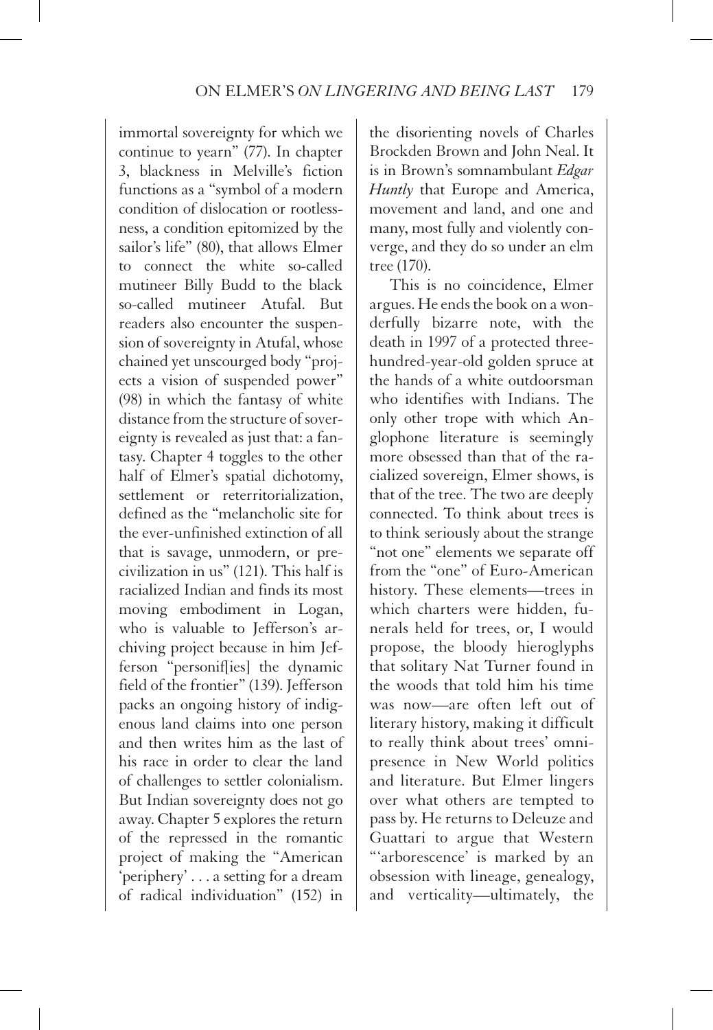immortal sovereignty for which we continue to yearn" (77). In chapter 3, blackness in Melville's fiction functions as a "symbol of a modern condition of dislocation or rootlessness, a condition epitomized by the sailor's life" (80), that allows Elmer to connect the white so-called mutineer Billy Budd to the black so-called mutineer Atufal. But readers also encounter the suspension of sovereignty in Atufal, whose chained yet unscourged body "projects a vision of suspended power" (98) in which the fantasy of white distance from the structure of sovereignty is revealed as just that: a fantasy. Chapter 4 toggles to the other half of Elmer's spatial dichotomy, settlement or reterritorialization, defined as the "melancholic site for the ever-unfinished extinction of all that is savage, unmodern, or pre-civilization in us" (121). This half is racialized Indian and finds its most moving embodiment in Logan, who is valuable to Jefferson's archiving project because in him Jefferson "personif[ies] the dynamic field of the frontier" (139). Jefferson packs an ongoing history of indigenous land claims into one person and then writes him as the last of his race in order to clear the land of challenges to settler colonialism. But Indian sovereignty does not go away. Chapter 5 explores the return of the repressed in the romantic project of making the "American 'periphery' . . . a setting for a dream of radical individuation" (152) in the disorienting novels of Charles Brockden Brown and John Neal. It is in Brown's somnambulant *Edgar Huntly* that Europe and America, movement and land, and one and many, most fully and violently converge, and they do so under an elm tree (170).

This is no coincidence, Elmer argues. He ends the book on a wonderfully bizarre note, with the death in 1997 of a protected three-hundred-year-old golden spruce at the hands of a white outdoorsman who identifies with Indians. The only other trope with which Anglophone literature is seemingly more obsessed than that of the racialized sovereign, Elmer shows, is that of the tree. The two are deeply connected. To think about trees is to think seriously about the strange "not one" elements we separate off from the "one" of Euro-American history. These elements—trees in which charters were hidden, funerals held for trees, or, I would propose, the bloody hieroglyphs that solitary Nat Turner found in the woods that told him his time was now—are often left out of literary history, making it difficult to really think about trees' omnipresence in New World politics and literature. But Elmer lingers over what others are tempted to pass by. He returns to Deleuze and Guattari to argue that Western "'arborescence' is marked by an obsession with lineage, genealogy, and verticality—ultimately, the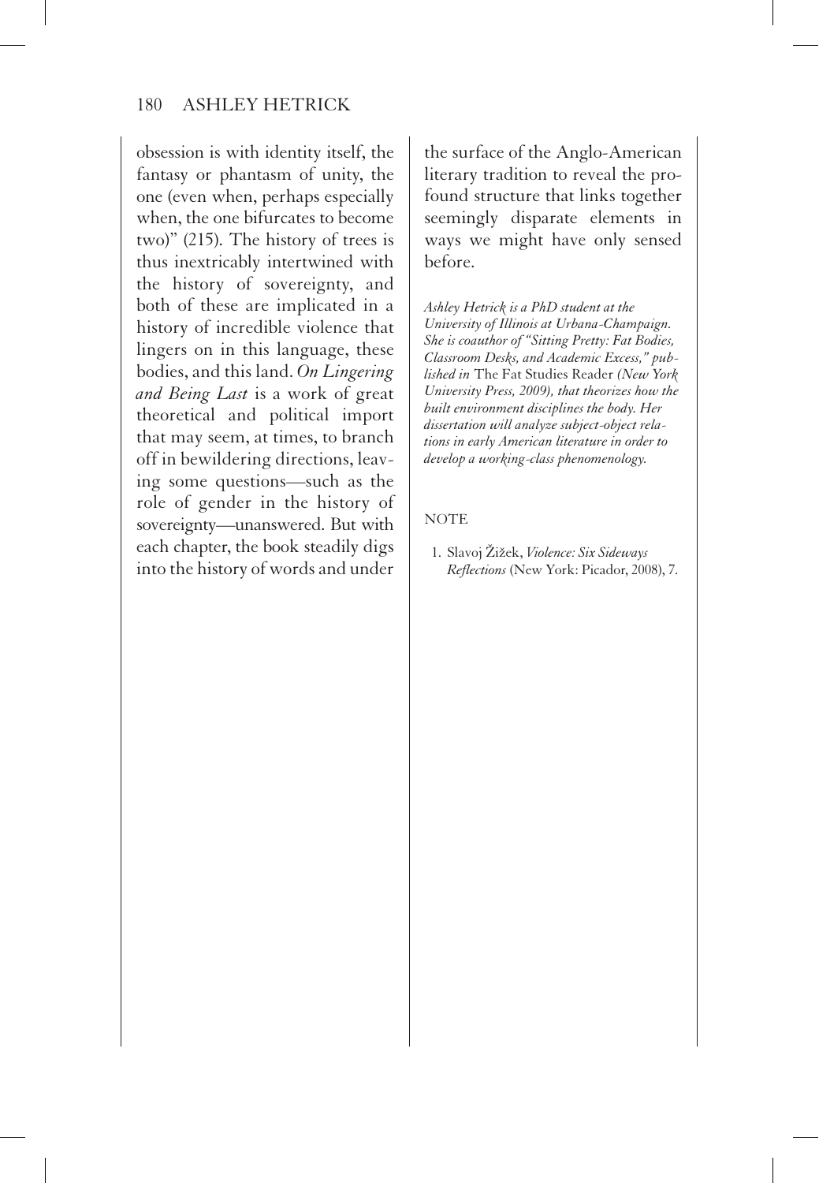obsession is with identity itself, the fantasy or phantasm of unity, the one (even when, perhaps especially when, the one bifurcates to become two)" (215). The history of trees is thus inextricably intertwined with the history of sovereignty, and both of these are implicated in a history of incredible violence that lingers on in this language, these bodies, and this land. *On Lingering and Being Last* is a work of great theoretical and political import that may seem, at times, to branch off in bewildering directions, leaving some questions—such as the role of gender in the history of sovereignty—unanswered. But with each chapter, the book steadily digs into the history of words and under the surface of the Anglo-American literary tradition to reveal the profound structure that links together seemingly disparate elements in ways we might have only sensed before.

*Ashley Hetrick is a PhD student at the University of Illinois at Urbana-Champaign. She is coauthor of "Sitting Pretty: Fat Bodies, Classroom Desks, and Academic Excess," published in* The Fat Studies Reader *(New York University Press, 2009), that theorizes how the built environment disciplines the body. Her dissertation will analyze subject-object relations in early American literature in order to develop a working-class phenomenology.*

## NOTE

1. Slavoj Žižek, *Violence: Six Sideways Reflections* (New York: Picador, 2008), 7.